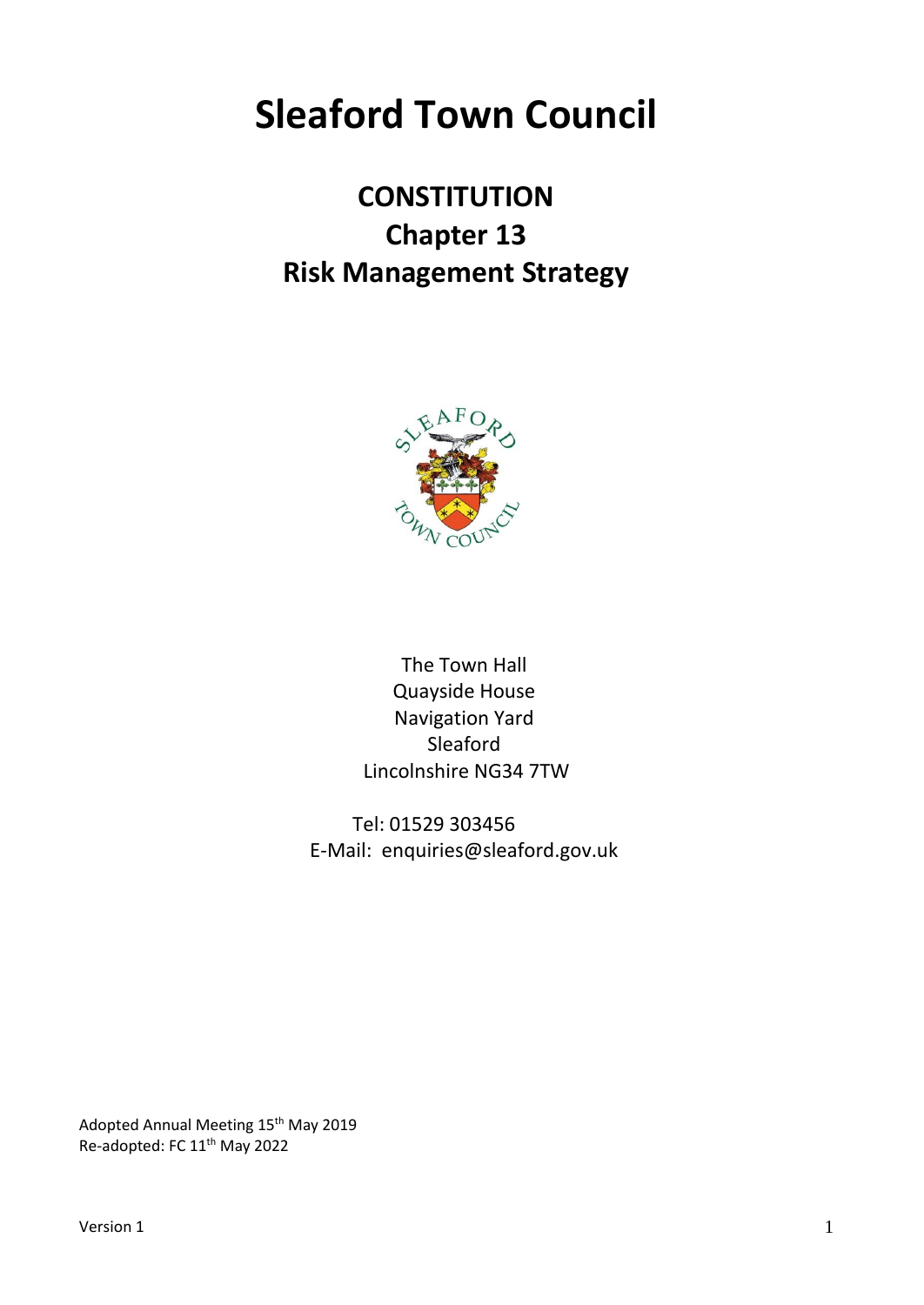# Sleaford Town Council

## CONSTITUTION
## Chapter 13
## Risk Management Strategy

The Town Hall
Quayside House
Navigation Yard
Sleaford
Lincolnshire NG34 7TW

Tel: 01529 303456
E-Mail: enquiries@sleaford.gov.uk

Adopted Annual Meeting 15th May 2019
Re-adopted: FC 11th May 2022

Version 1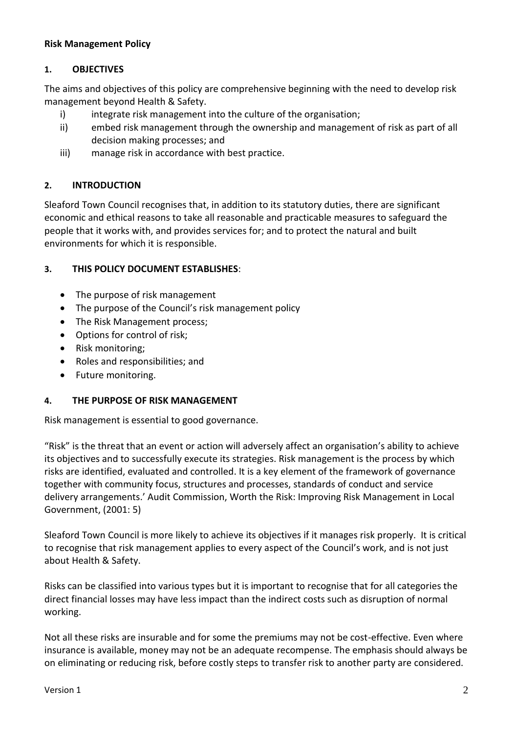**Risk Management Policy**

## 1. OBJECTIVES

The aims and objectives of this policy are comprehensive beginning with the need to develop risk management beyond Health & Safety.

i) integrate risk management into the culture of the organisation;

ii) embed risk management through the ownership and management of risk as part of all decision making processes; and

iii) manage risk in accordance with best practice.

## 2. INTRODUCTION

Sleaford Town Council recognises that, in addition to its statutory duties, there are significant economic and ethical reasons to take all reasonable and practicable measures to safeguard the people that it works with, and provides services for; and to protect the natural and built environments for which it is responsible.

## 3. THIS POLICY DOCUMENT ESTABLISHES:

- The purpose of risk management
- The purpose of the Council's risk management policy
- The Risk Management process;
- Options for control of risk;
- Risk monitoring;
- Roles and responsibilities; and
- Future monitoring.

## 4. THE PURPOSE OF RISK MANAGEMENT

Risk management is essential to good governance.

"Risk" is the threat that an event or action will adversely affect an organisation's ability to achieve its objectives and to successfully execute its strategies. Risk management is the process by which risks are identified, evaluated and controlled. It is a key element of the framework of governance together with community focus, structures and processes, standards of conduct and service delivery arrangements.' Audit Commission, Worth the Risk: Improving Risk Management in Local Government, (2001: 5)

Sleaford Town Council is more likely to achieve its objectives if it manages risk properly. It is critical to recognise that risk management applies to every aspect of the Council's work, and is not just about Health & Safety.

Risks can be classified into various types but it is important to recognise that for all categories the direct financial losses may have less impact than the indirect costs such as disruption of normal working.

Not all these risks are insurable and for some the premiums may not be cost-effective. Even where insurance is available, money may not be an adequate recompense. The emphasis should always be on eliminating or reducing risk, before costly steps to transfer risk to another party are considered.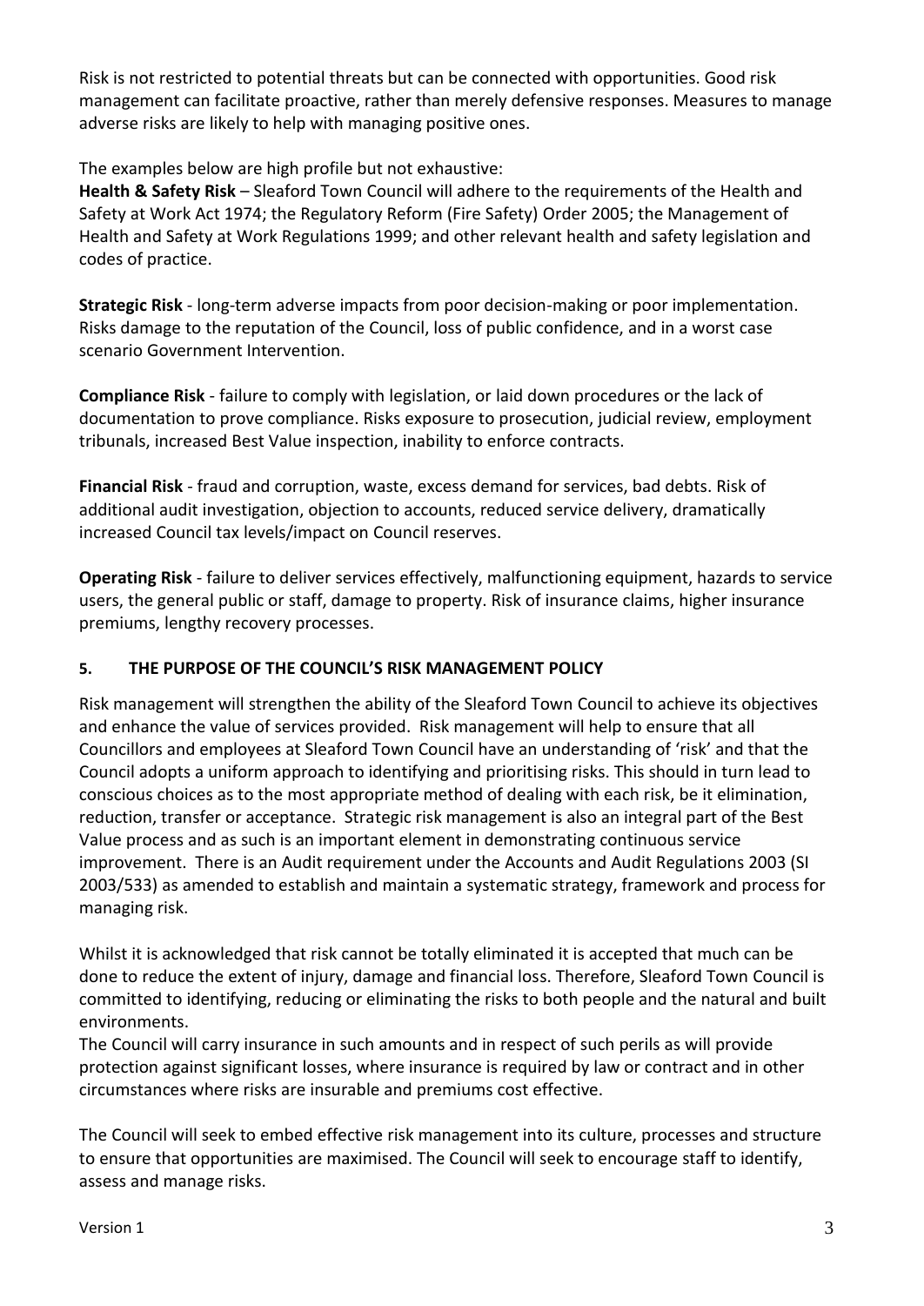Risk is not restricted to potential threats but can be connected with opportunities. Good risk management can facilitate proactive, rather than merely defensive responses. Measures to manage adverse risks are likely to help with managing positive ones.

The examples below are high profile but not exhaustive:

**Health & Safety Risk** – Sleaford Town Council will adhere to the requirements of the Health and Safety at Work Act 1974; the Regulatory Reform (Fire Safety) Order 2005; the Management of Health and Safety at Work Regulations 1999; and other relevant health and safety legislation and codes of practice.

**Strategic Risk** - long-term adverse impacts from poor decision-making or poor implementation. Risks damage to the reputation of the Council, loss of public confidence, and in a worst case scenario Government Intervention.

**Compliance Risk** - failure to comply with legislation, or laid down procedures or the lack of documentation to prove compliance. Risks exposure to prosecution, judicial review, employment tribunals, increased Best Value inspection, inability to enforce contracts.

**Financial Risk** - fraud and corruption, waste, excess demand for services, bad debts. Risk of additional audit investigation, objection to accounts, reduced service delivery, dramatically increased Council tax levels/impact on Council reserves.

**Operating Risk** - failure to deliver services effectively, malfunctioning equipment, hazards to service users, the general public or staff, damage to property. Risk of insurance claims, higher insurance premiums, lengthy recovery processes.

## 5. THE PURPOSE OF THE COUNCIL'S RISK MANAGEMENT POLICY

Risk management will strengthen the ability of the Sleaford Town Council to achieve its objectives and enhance the value of services provided. Risk management will help to ensure that all Councillors and employees at Sleaford Town Council have an understanding of 'risk' and that the Council adopts a uniform approach to identifying and prioritising risks. This should in turn lead to conscious choices as to the most appropriate method of dealing with each risk, be it elimination, reduction, transfer or acceptance. Strategic risk management is also an integral part of the Best Value process and as such is an important element in demonstrating continuous service improvement. There is an Audit requirement under the Accounts and Audit Regulations 2003 (SI 2003/533) as amended to establish and maintain a systematic strategy, framework and process for managing risk.

Whilst it is acknowledged that risk cannot be totally eliminated it is accepted that much can be done to reduce the extent of injury, damage and financial loss. Therefore, Sleaford Town Council is committed to identifying, reducing or eliminating the risks to both people and the natural and built environments.

The Council will carry insurance in such amounts and in respect of such perils as will provide protection against significant losses, where insurance is required by law or contract and in other circumstances where risks are insurable and premiums cost effective.

The Council will seek to embed effective risk management into its culture, processes and structure to ensure that opportunities are maximised. The Council will seek to encourage staff to identify, assess and manage risks.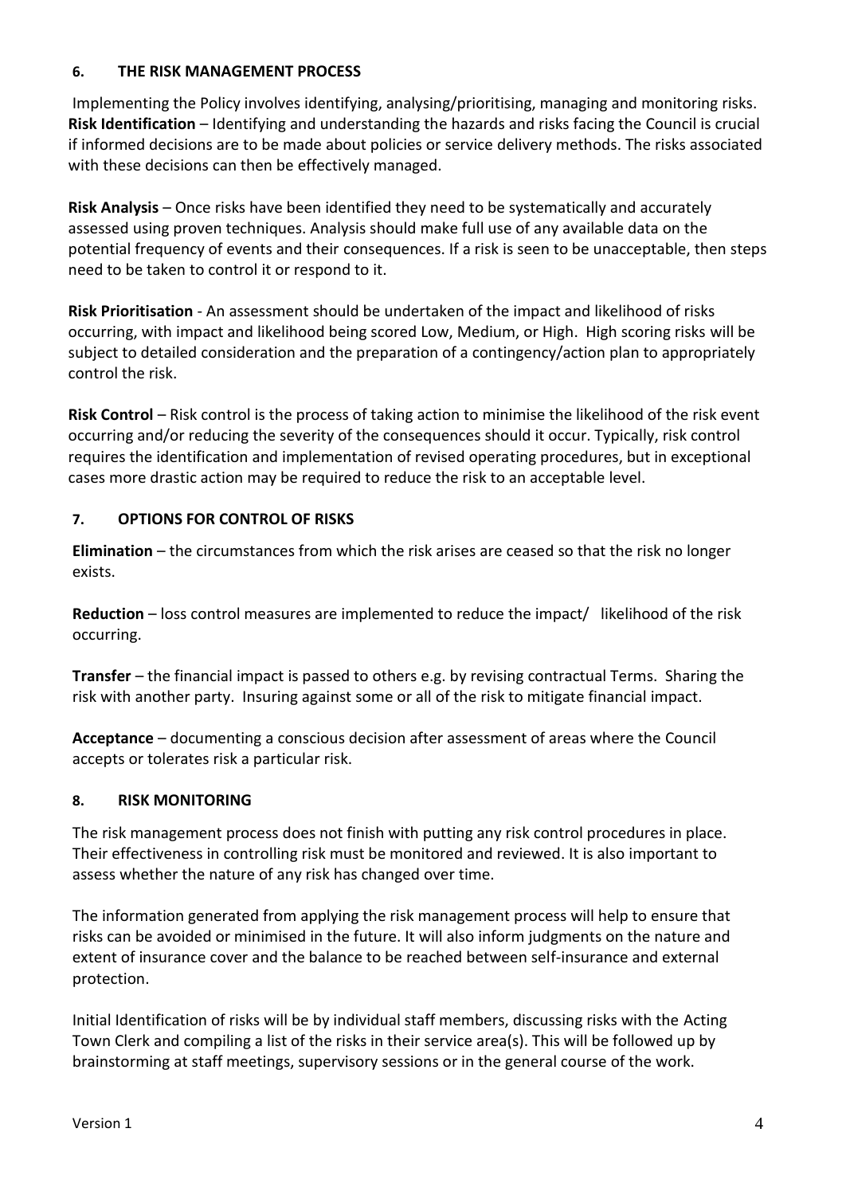## 6. THE RISK MANAGEMENT PROCESS

Implementing the Policy involves identifying, analysing/prioritising, managing and monitoring risks. **Risk Identification** – Identifying and understanding the hazards and risks facing the Council is crucial if informed decisions are to be made about policies or service delivery methods. The risks associated with these decisions can then be effectively managed.

**Risk Analysis** – Once risks have been identified they need to be systematically and accurately assessed using proven techniques. Analysis should make full use of any available data on the potential frequency of events and their consequences. If a risk is seen to be unacceptable, then steps need to be taken to control it or respond to it.

**Risk Prioritisation** - An assessment should be undertaken of the impact and likelihood of risks occurring, with impact and likelihood being scored Low, Medium, or High. High scoring risks will be subject to detailed consideration and the preparation of a contingency/action plan to appropriately control the risk.

**Risk Control** – Risk control is the process of taking action to minimise the likelihood of the risk event occurring and/or reducing the severity of the consequences should it occur. Typically, risk control requires the identification and implementation of revised operating procedures, but in exceptional cases more drastic action may be required to reduce the risk to an acceptable level.

## 7. OPTIONS FOR CONTROL OF RISKS

**Elimination** – the circumstances from which the risk arises are ceased so that the risk no longer exists.

**Reduction** – loss control measures are implemented to reduce the impact/ likelihood of the risk occurring.

**Transfer** – the financial impact is passed to others e.g. by revising contractual Terms. Sharing the risk with another party. Insuring against some or all of the risk to mitigate financial impact.

**Acceptance** – documenting a conscious decision after assessment of areas where the Council accepts or tolerates risk a particular risk.

## 8. RISK MONITORING

The risk management process does not finish with putting any risk control procedures in place. Their effectiveness in controlling risk must be monitored and reviewed. It is also important to assess whether the nature of any risk has changed over time.

The information generated from applying the risk management process will help to ensure that risks can be avoided or minimised in the future. It will also inform judgments on the nature and extent of insurance cover and the balance to be reached between self-insurance and external protection.

Initial Identification of risks will be by individual staff members, discussing risks with the Acting Town Clerk and compiling a list of the risks in their service area(s). This will be followed up by brainstorming at staff meetings, supervisory sessions or in the general course of the work.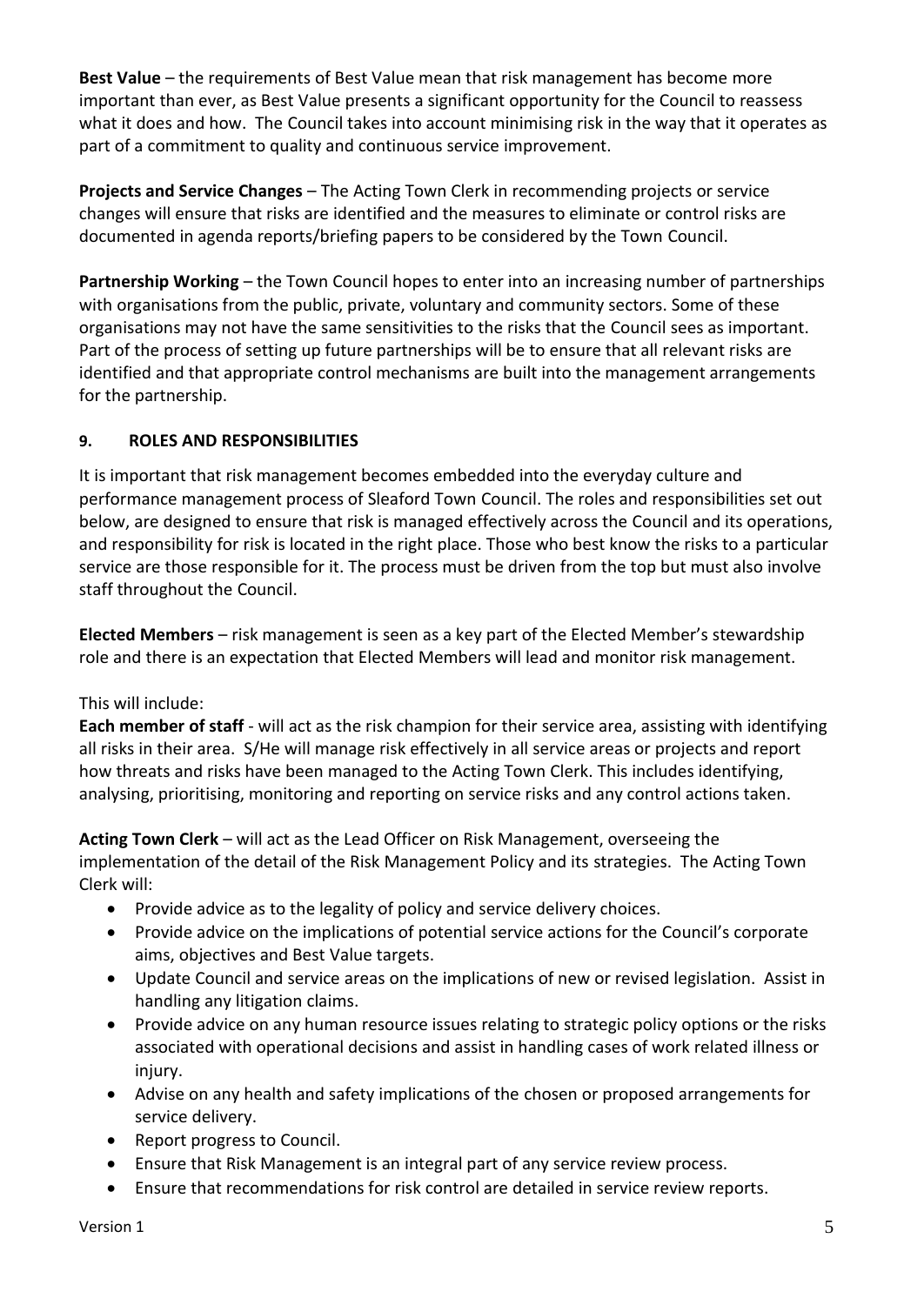**Best Value** – the requirements of Best Value mean that risk management has become more important than ever, as Best Value presents a significant opportunity for the Council to reassess what it does and how. The Council takes into account minimising risk in the way that it operates as part of a commitment to quality and continuous service improvement.

**Projects and Service Changes** – The Acting Town Clerk in recommending projects or service changes will ensure that risks are identified and the measures to eliminate or control risks are documented in agenda reports/briefing papers to be considered by the Town Council.

**Partnership Working** – the Town Council hopes to enter into an increasing number of partnerships with organisations from the public, private, voluntary and community sectors. Some of these organisations may not have the same sensitivities to the risks that the Council sees as important. Part of the process of setting up future partnerships will be to ensure that all relevant risks are identified and that appropriate control mechanisms are built into the management arrangements for the partnership.

## 9. ROLES AND RESPONSIBILITIES

It is important that risk management becomes embedded into the everyday culture and performance management process of Sleaford Town Council. The roles and responsibilities set out below, are designed to ensure that risk is managed effectively across the Council and its operations, and responsibility for risk is located in the right place. Those who best know the risks to a particular service are those responsible for it. The process must be driven from the top but must also involve staff throughout the Council.

**Elected Members** – risk management is seen as a key part of the Elected Member's stewardship role and there is an expectation that Elected Members will lead and monitor risk management.

This will include:
**Each member of staff** - will act as the risk champion for their service area, assisting with identifying all risks in their area. S/He will manage risk effectively in all service areas or projects and report how threats and risks have been managed to the Acting Town Clerk. This includes identifying, analysing, prioritising, monitoring and reporting on service risks and any control actions taken.

**Acting Town Clerk** – will act as the Lead Officer on Risk Management, overseeing the implementation of the detail of the Risk Management Policy and its strategies. The Acting Town Clerk will:

- Provide advice as to the legality of policy and service delivery choices.
- Provide advice on the implications of potential service actions for the Council's corporate aims, objectives and Best Value targets.
- Update Council and service areas on the implications of new or revised legislation. Assist in handling any litigation claims.
- Provide advice on any human resource issues relating to strategic policy options or the risks associated with operational decisions and assist in handling cases of work related illness or injury.
- Advise on any health and safety implications of the chosen or proposed arrangements for service delivery.
- Report progress to Council.
- Ensure that Risk Management is an integral part of any service review process.
- Ensure that recommendations for risk control are detailed in service review reports.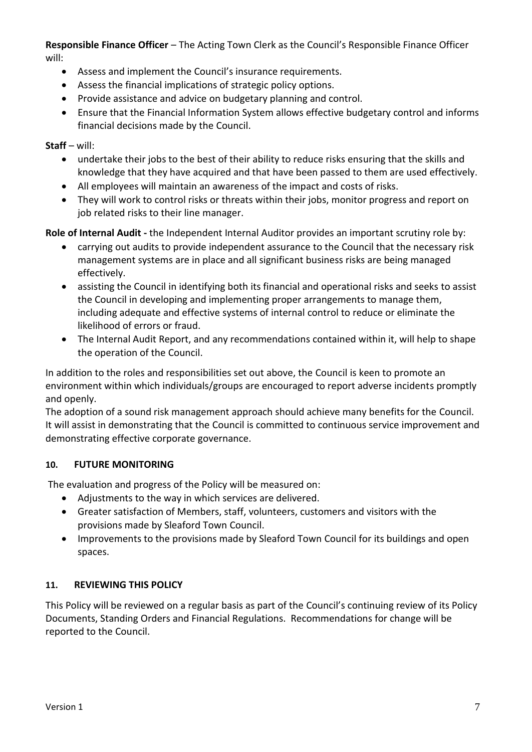**Responsible Finance Officer** – The Acting Town Clerk as the Council's Responsible Finance Officer will:

- Assess and implement the Council's insurance requirements.
- Assess the financial implications of strategic policy options.
- Provide assistance and advice on budgetary planning and control.
- Ensure that the Financial Information System allows effective budgetary control and informs financial decisions made by the Council.

**Staff** – will:

- undertake their jobs to the best of their ability to reduce risks ensuring that the skills and knowledge that they have acquired and that have been passed to them are used effectively.
- All employees will maintain an awareness of the impact and costs of risks.
- They will work to control risks or threats within their jobs, monitor progress and report on job related risks to their line manager.

**Role of Internal Audit -** the Independent Internal Auditor provides an important scrutiny role by:

- carrying out audits to provide independent assurance to the Council that the necessary risk management systems are in place and all significant business risks are being managed effectively.
- assisting the Council in identifying both its financial and operational risks and seeks to assist the Council in developing and implementing proper arrangements to manage them, including adequate and effective systems of internal control to reduce or eliminate the likelihood of errors or fraud.
- The Internal Audit Report, and any recommendations contained within it, will help to shape the operation of the Council.

In addition to the roles and responsibilities set out above, the Council is keen to promote an environment within which individuals/groups are encouraged to report adverse incidents promptly and openly.

The adoption of a sound risk management approach should achieve many benefits for the Council. It will assist in demonstrating that the Council is committed to continuous service improvement and demonstrating effective corporate governance.

## 10. FUTURE MONITORING

The evaluation and progress of the Policy will be measured on:

- Adjustments to the way in which services are delivered.
- Greater satisfaction of Members, staff, volunteers, customers and visitors with the provisions made by Sleaford Town Council.
- Improvements to the provisions made by Sleaford Town Council for its buildings and open spaces.

## 11. REVIEWING THIS POLICY

This Policy will be reviewed on a regular basis as part of the Council's continuing review of its Policy Documents, Standing Orders and Financial Regulations. Recommendations for change will be reported to the Council.